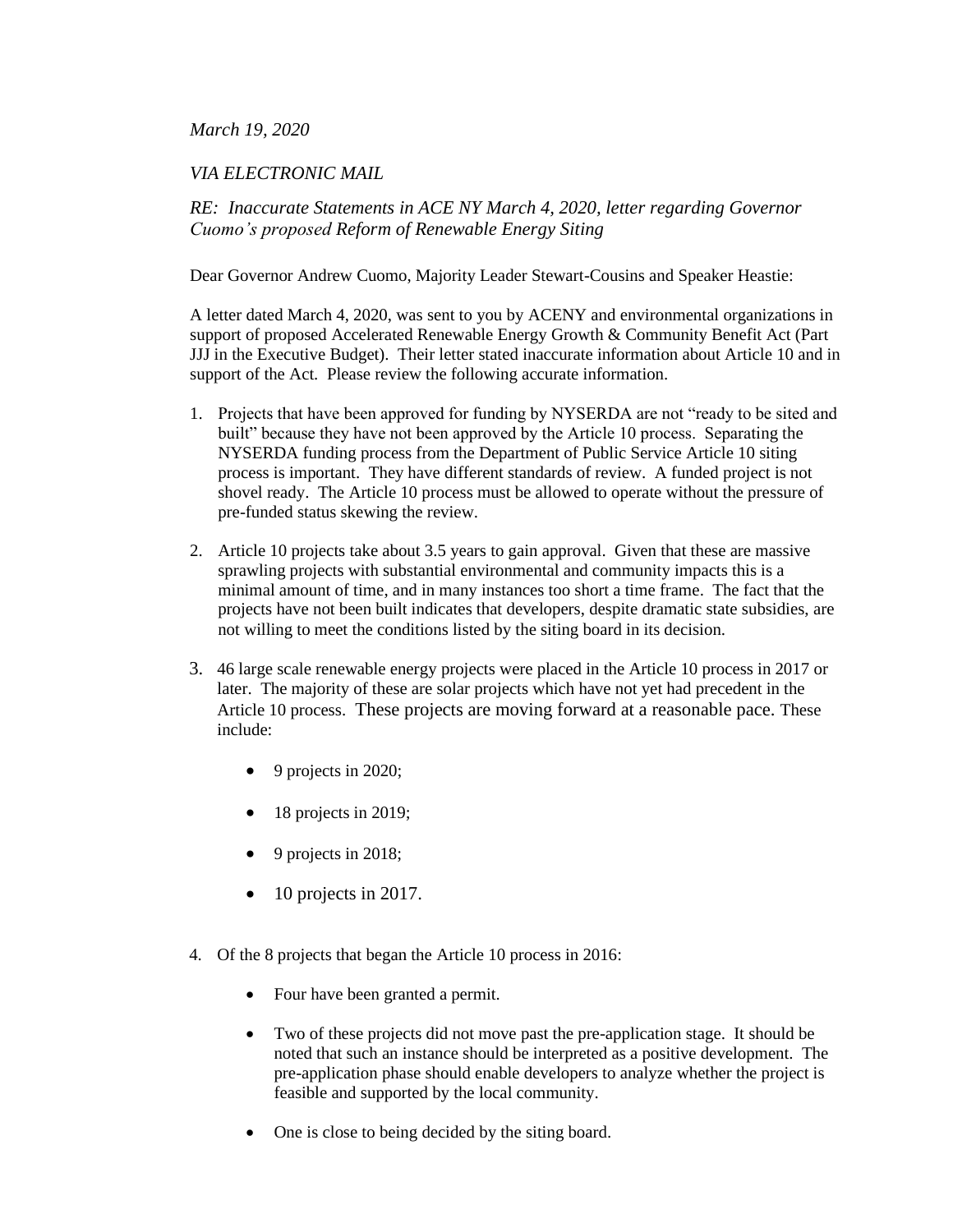*March 19, 2020*

*VIA ELECTRONIC MAIL*

*RE: Inaccurate Statements in ACE NY March 4, 2020, letter regarding Governor Cuomo's proposed Reform of Renewable Energy Siting*

Dear Governor Andrew Cuomo, Majority Leader Stewart-Cousins and Speaker Heastie:

A letter dated March 4, 2020, was sent to you by ACENY and environmental organizations in support of proposed Accelerated Renewable Energy Growth & Community Benefit Act (Part JJJ in the Executive Budget). Their letter stated inaccurate information about Article 10 and in support of the Act. Please review the following accurate information.

1. Projects that have been approved for funding by NYSERDA are not "ready to be sited and built" because they have not been approved by the Article 10 process. Separating the NYSERDA funding process from the Department of Public Service Article 10 siting process is important. They have different standards of review. A funded project is not shovel ready. The Article 10 process must be allowed to operate without the pressure of pre-funded status skewing the review.

2. Article 10 projects take about 3.5 years to gain approval. Given that these are massive sprawling projects with substantial environmental and community impacts this is a minimal amount of time, and in many instances too short a time frame. The fact that the projects have not been built indicates that developers, despite dramatic state subsidies, are not willing to meet the conditions listed by the siting board in its decision.

3. 46 large scale renewable energy projects were placed in the Article 10 process in 2017 or later. The majority of these are solar projects which have not yet had precedent in the Article 10 process. These projects are moving forward at a reasonable pace. These include:

    - 9 projects in 2020;
    - 18 projects in 2019;
    - 9 projects in 2018;
    - 10 projects in 2017.

4. Of the 8 projects that began the Article 10 process in 2016:

    - Four have been granted a permit.
    - Two of these projects did not move past the pre-application stage. It should be noted that such an instance should be interpreted as a positive development. The pre-application phase should enable developers to analyze whether the project is feasible and supported by the local community.
    - One is close to being decided by the siting board.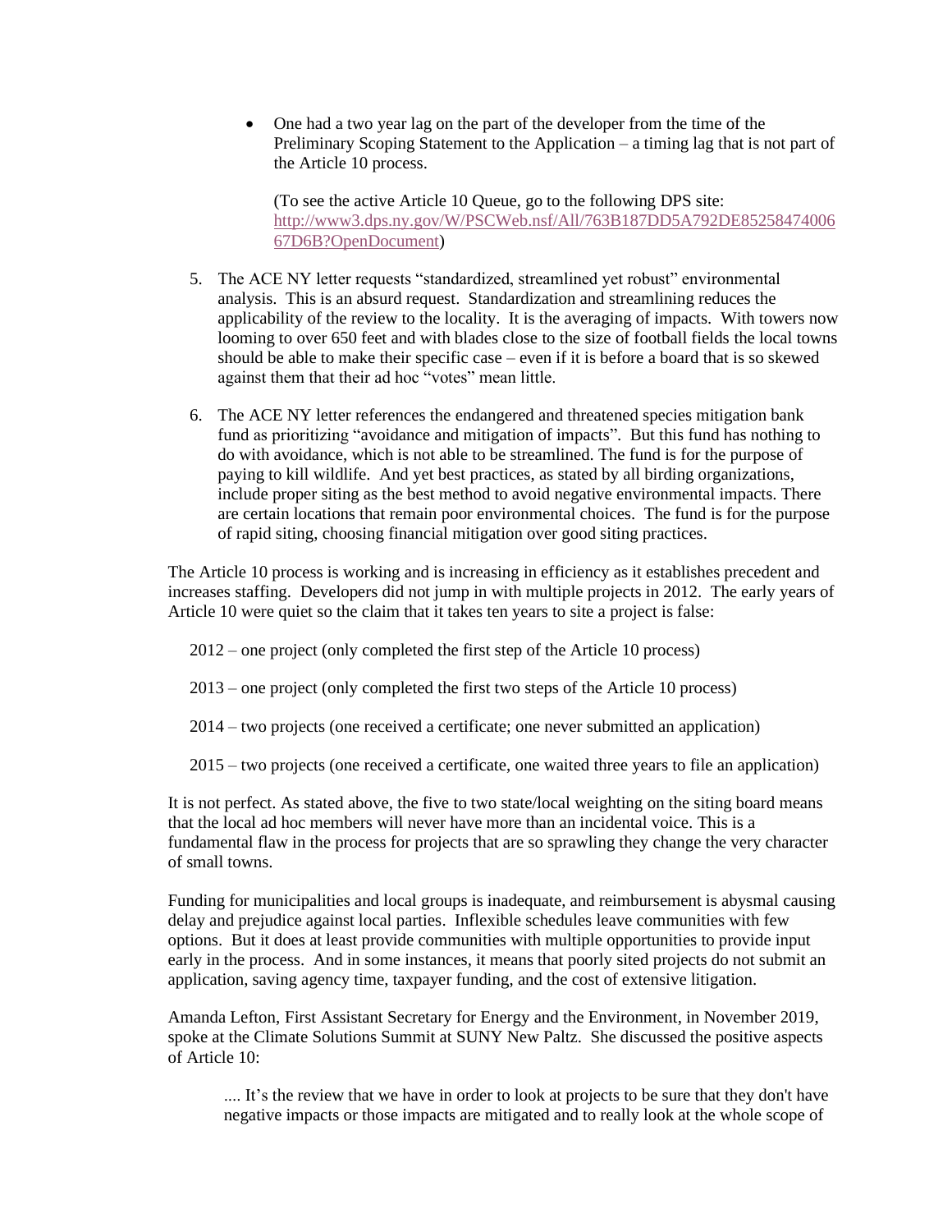- One had a two year lag on the part of the developer from the time of the Preliminary Scoping Statement to the Application – a timing lag that is not part of the Article 10 process.

  (To see the active Article 10 Queue, go to the following DPS site: [http://www3.dps.ny.gov/W/PSCWeb.nsf/All/763B187DD5A792DE8525847400667D6B?OpenDocument](http://www3.dps.ny.gov/W/PSCWeb.nsf/All/763B187DD5A792DE8525847400667D6B?OpenDocument))

5. The ACE NY letter requests "standardized, streamlined yet robust" environmental analysis. This is an absurd request. Standardization and streamlining reduces the applicability of the review to the locality. It is the averaging of impacts. With towers now looming to over 650 feet and with blades close to the size of football fields the local towns should be able to make their specific case – even if it is before a board that is so skewed against them that their ad hoc "votes" mean little.

6. The ACE NY letter references the endangered and threatened species mitigation bank fund as prioritizing "avoidance and mitigation of impacts". But this fund has nothing to do with avoidance, which is not able to be streamlined. The fund is for the purpose of paying to kill wildlife. And yet best practices, as stated by all birding organizations, include proper siting as the best method to avoid negative environmental impacts. There are certain locations that remain poor environmental choices. The fund is for the purpose of rapid siting, choosing financial mitigation over good siting practices.

The Article 10 process is working and is increasing in efficiency as it establishes precedent and increases staffing. Developers did not jump in with multiple projects in 2012. The early years of Article 10 were quiet so the claim that it takes ten years to site a project is false:

2012 – one project (only completed the first step of the Article 10 process)

2013 – one project (only completed the first two steps of the Article 10 process)

2014 – two projects (one received a certificate; one never submitted an application)

2015 – two projects (one received a certificate, one waited three years to file an application)

It is not perfect. As stated above, the five to two state/local weighting on the siting board means that the local ad hoc members will never have more than an incidental voice. This is a fundamental flaw in the process for projects that are so sprawling they change the very character of small towns.

Funding for municipalities and local groups is inadequate, and reimbursement is abysmal causing delay and prejudice against local parties. Inflexible schedules leave communities with few options. But it does at least provide communities with multiple opportunities to provide input early in the process. And in some instances, it means that poorly sited projects do not submit an application, saving agency time, taxpayer funding, and the cost of extensive litigation.

Amanda Lefton, First Assistant Secretary for Energy and the Environment, in November 2019, spoke at the Climate Solutions Summit at SUNY New Paltz. She discussed the positive aspects of Article 10:

> .... It's the review that we have in order to look at projects to be sure that they don't have negative impacts or those impacts are mitigated and to really look at the whole scope of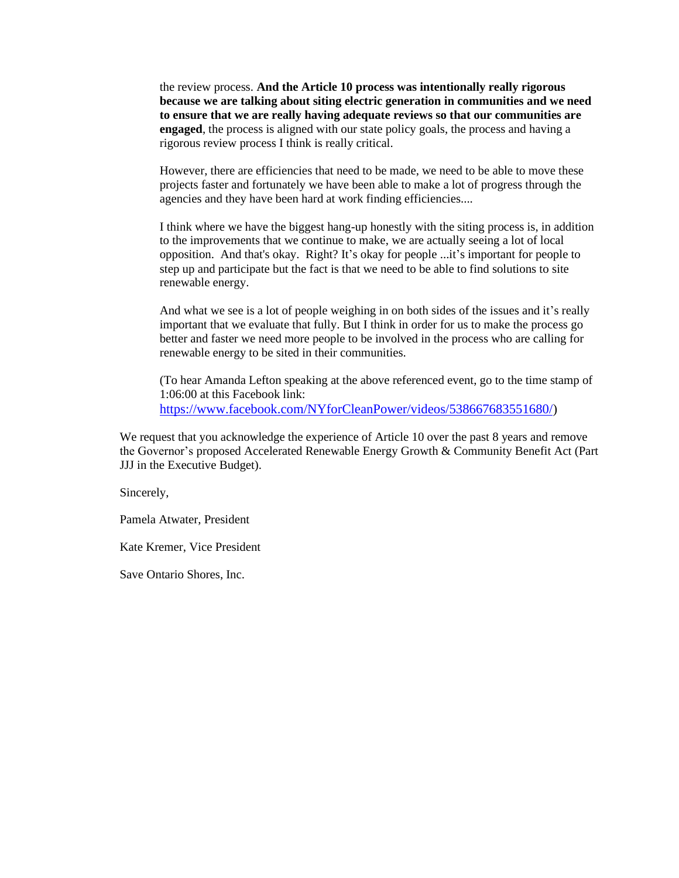> the review process. **And the Article 10 process was intentionally really rigorous because we are talking about siting electric generation in communities and we need to ensure that we are really having adequate reviews so that our communities are engaged**, the process is aligned with our state policy goals, the process and having a rigorous review process I think is really critical.
>
> However, there are efficiencies that need to be made, we need to be able to move these projects faster and fortunately we have been able to make a lot of progress through the agencies and they have been hard at work finding efficiencies....
>
> I think where we have the biggest hang-up honestly with the siting process is, in addition to the improvements that we continue to make, we are actually seeing a lot of local opposition. And that's okay. Right? It's okay for people ...it's important for people to step up and participate but the fact is that we need to be able to find solutions to site renewable energy.
>
> And what we see is a lot of people weighing in on both sides of the issues and it's really important that we evaluate that fully. But I think in order for us to make the process go better and faster we need more people to be involved in the process who are calling for renewable energy to be sited in their communities.
>
> (To hear Amanda Lefton speaking at the above referenced event, go to the time stamp of 1:06:00 at this Facebook link: https://www.facebook.com/NYforCleanPower/videos/538667683551680/)

We request that you acknowledge the experience of Article 10 over the past 8 years and remove the Governor's proposed Accelerated Renewable Energy Growth & Community Benefit Act (Part JJJ in the Executive Budget).

Sincerely,

Pamela Atwater, President

Kate Kremer, Vice President

Save Ontario Shores, Inc.